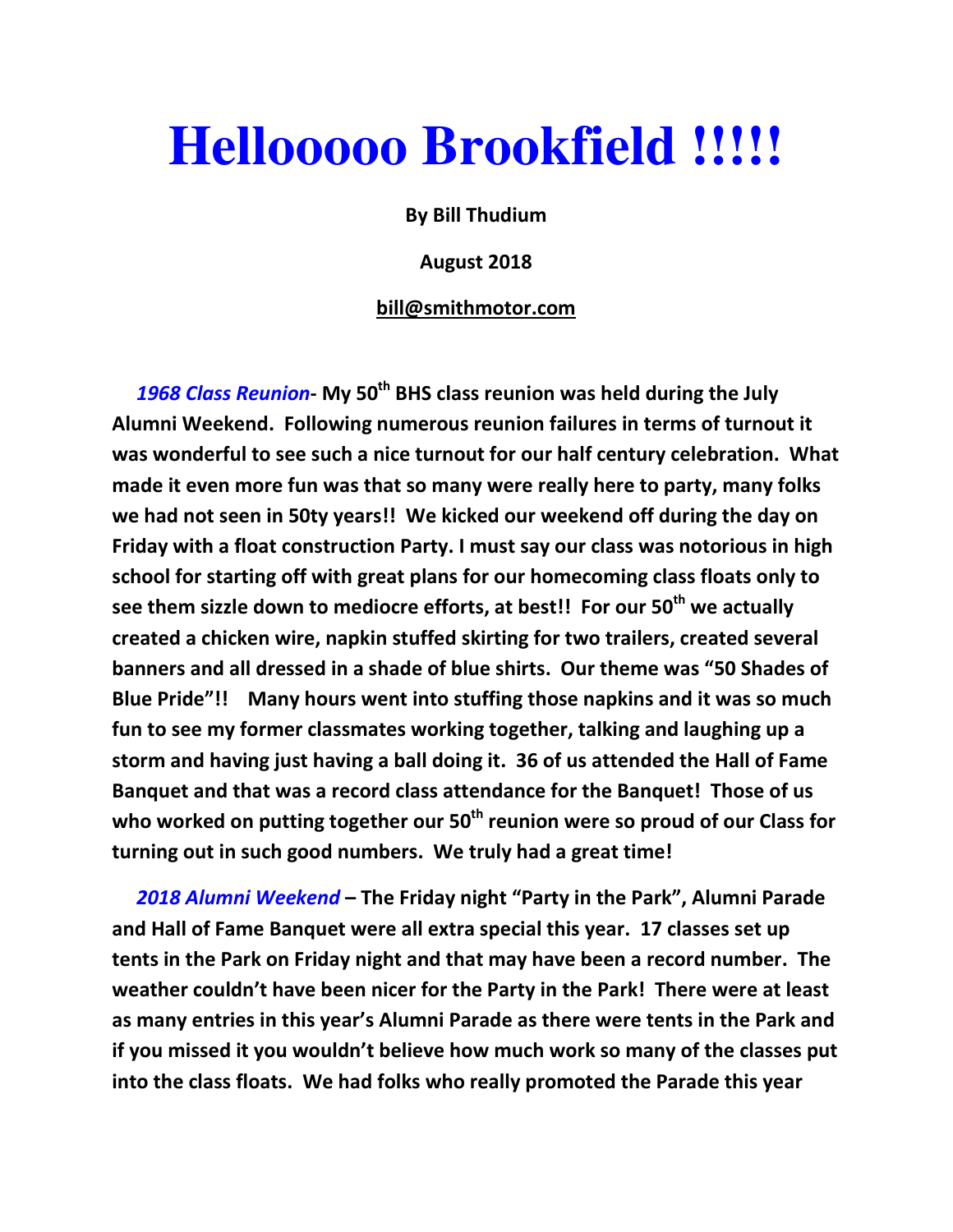# Hellooooo Brookfield !!!!!

**By Bill Thudium**

**August 2018**

**bill@smithmotor.com**

***1968 Class Reunion*- My 50th BHS class reunion was held during the July Alumni Weekend. Following numerous reunion failures in terms of turnout it was wonderful to see such a nice turnout for our half century celebration. What made it even more fun was that so many were really here to party, many folks we had not seen in 50ty years!! We kicked our weekend off during the day on Friday with a float construction Party. I must say our class was notorious in high school for starting off with great plans for our homecoming class floats only to see them sizzle down to mediocre efforts, at best!! For our 50th we actually created a chicken wire, napkin stuffed skirting for two trailers, created several banners and all dressed in a shade of blue shirts. Our theme was "50 Shades of Blue Pride"!! Many hours went into stuffing those napkins and it was so much fun to see my former classmates working together, talking and laughing up a storm and having just having a ball doing it. 36 of us attended the Hall of Fame Banquet and that was a record class attendance for the Banquet! Those of us who worked on putting together our 50th reunion were so proud of our Class for turning out in such good numbers. We truly had a great time!**

***2018 Alumni Weekend* – The Friday night "Party in the Park", Alumni Parade and Hall of Fame Banquet were all extra special this year. 17 classes set up tents in the Park on Friday night and that may have been a record number. The weather couldn't have been nicer for the Party in the Park! There were at least as many entries in this year's Alumni Parade as there were tents in the Park and if you missed it you wouldn't believe how much work so many of the classes put into the class floats. We had folks who really promoted the Parade this year**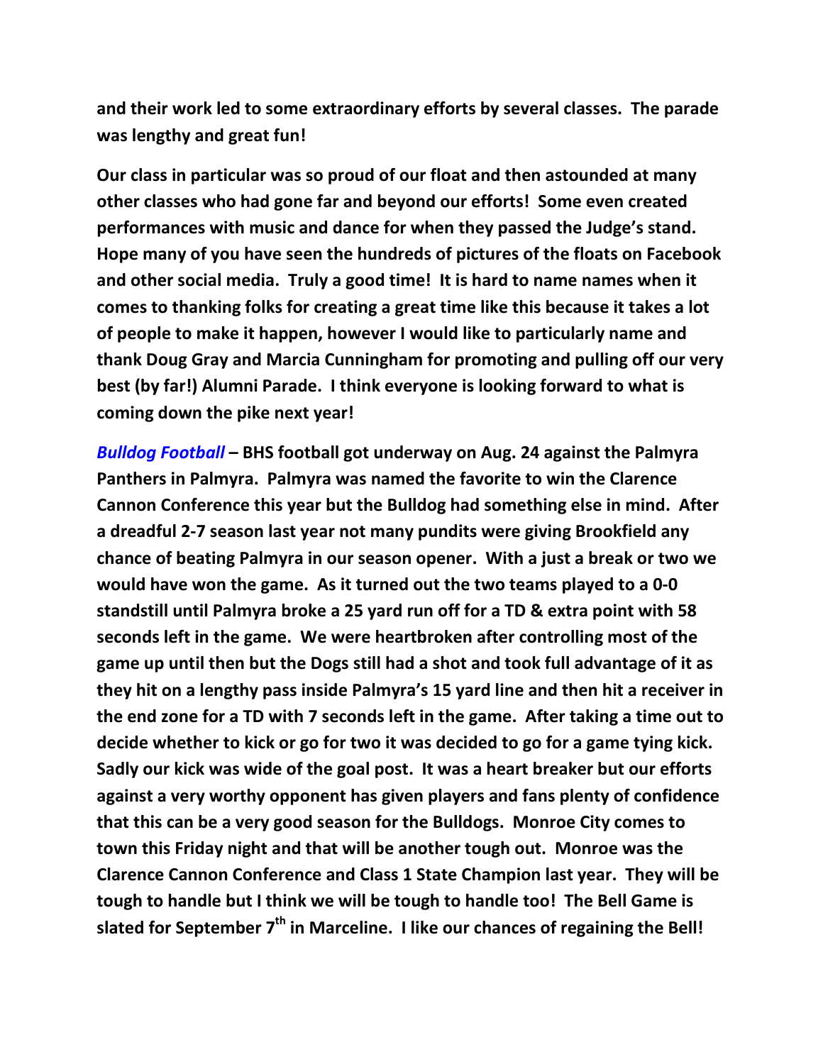**and their work led to some extraordinary efforts by several classes. The parade was lengthy and great fun!**

**Our class in particular was so proud of our float and then astounded at many other classes who had gone far and beyond our efforts! Some even created performances with music and dance for when they passed the Judge's stand. Hope many of you have seen the hundreds of pictures of the floats on Facebook and other social media. Truly a good time! It is hard to name names when it comes to thanking folks for creating a great time like this because it takes a lot of people to make it happen, however I would like to particularly name and thank Doug Gray and Marcia Cunningham for promoting and pulling off our very best (by far!) Alumni Parade. I think everyone is looking forward to what is coming down the pike next year!**

***Bulldog Football* – BHS football got underway on Aug. 24 against the Palmyra Panthers in Palmyra. Palmyra was named the favorite to win the Clarence Cannon Conference this year but the Bulldog had something else in mind. After a dreadful 2-7 season last year not many pundits were giving Brookfield any chance of beating Palmyra in our season opener. With a just a break or two we would have won the game. As it turned out the two teams played to a 0-0 standstill until Palmyra broke a 25 yard run off for a TD & extra point with 58 seconds left in the game. We were heartbroken after controlling most of the game up until then but the Dogs still had a shot and took full advantage of it as they hit on a lengthy pass inside Palmyra's 15 yard line and then hit a receiver in the end zone for a TD with 7 seconds left in the game. After taking a time out to decide whether to kick or go for two it was decided to go for a game tying kick. Sadly our kick was wide of the goal post. It was a heart breaker but our efforts against a very worthy opponent has given players and fans plenty of confidence that this can be a very good season for the Bulldogs. Monroe City comes to town this Friday night and that will be another tough out. Monroe was the Clarence Cannon Conference and Class 1 State Champion last year. They will be tough to handle but I think we will be tough to handle too! The Bell Game is slated for September 7th in Marceline. I like our chances of regaining the Bell!**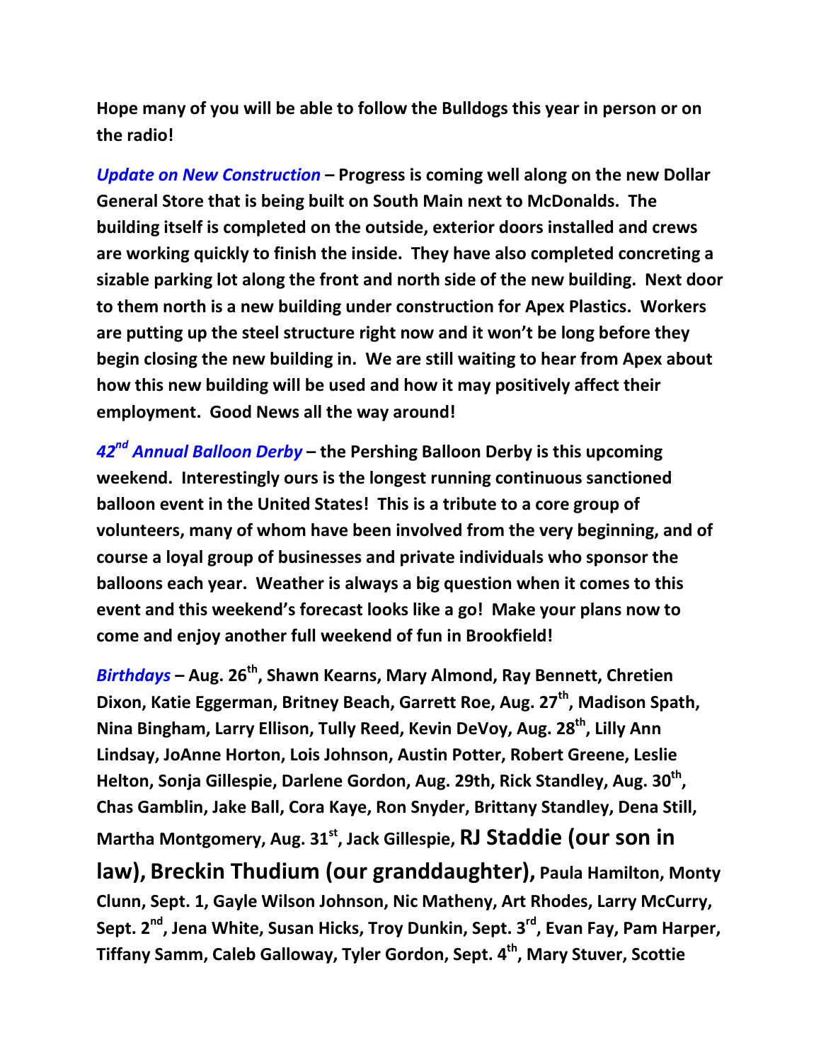**Hope many of you will be able to follow the Bulldogs this year in person or on the radio!**

***Update on New Construction*** **– Progress is coming well along on the new Dollar General Store that is being built on South Main next to McDonalds. The building itself is completed on the outside, exterior doors installed and crews are working quickly to finish the inside. They have also completed concreting a sizable parking lot along the front and north side of the new building. Next door to them north is a new building under construction for Apex Plastics. Workers are putting up the steel structure right now and it won't be long before they begin closing the new building in. We are still waiting to hear from Apex about how this new building will be used and how it may positively affect their employment. Good News all the way around!**

***42nd Annual Balloon Derby*** **– the Pershing Balloon Derby is this upcoming weekend. Interestingly ours is the longest running continuous sanctioned balloon event in the United States! This is a tribute to a core group of volunteers, many of whom have been involved from the very beginning, and of course a loyal group of businesses and private individuals who sponsor the balloons each year. Weather is always a big question when it comes to this event and this weekend's forecast looks like a go! Make your plans now to come and enjoy another full weekend of fun in Brookfield!**

***Birthdays*** **– Aug. 26th, Shawn Kearns, Mary Almond, Ray Bennett, Chretien Dixon, Katie Eggerman, Britney Beach, Garrett Roe, Aug. 27th, Madison Spath, Nina Bingham, Larry Ellison, Tully Reed, Kevin DeVoy, Aug. 28th, Lilly Ann Lindsay, JoAnne Horton, Lois Johnson, Austin Potter, Robert Greene, Leslie Helton, Sonja Gillespie, Darlene Gordon, Aug. 29th, Rick Standley, Aug. 30th, Chas Gamblin, Jake Ball, Cora Kaye, Ron Snyder, Brittany Standley, Dena Still, Martha Montgomery, Aug. 31st, Jack Gillespie, RJ Staddie (our son in law), Breckin Thudium (our granddaughter), Paula Hamilton, Monty Clunn, Sept. 1, Gayle Wilson Johnson, Nic Matheny, Art Rhodes, Larry McCurry, Sept. 2nd, Jena White, Susan Hicks, Troy Dunkin, Sept. 3rd, Evan Fay, Pam Harper, Tiffany Samm, Caleb Galloway, Tyler Gordon, Sept. 4th, Mary Stuver, Scottie**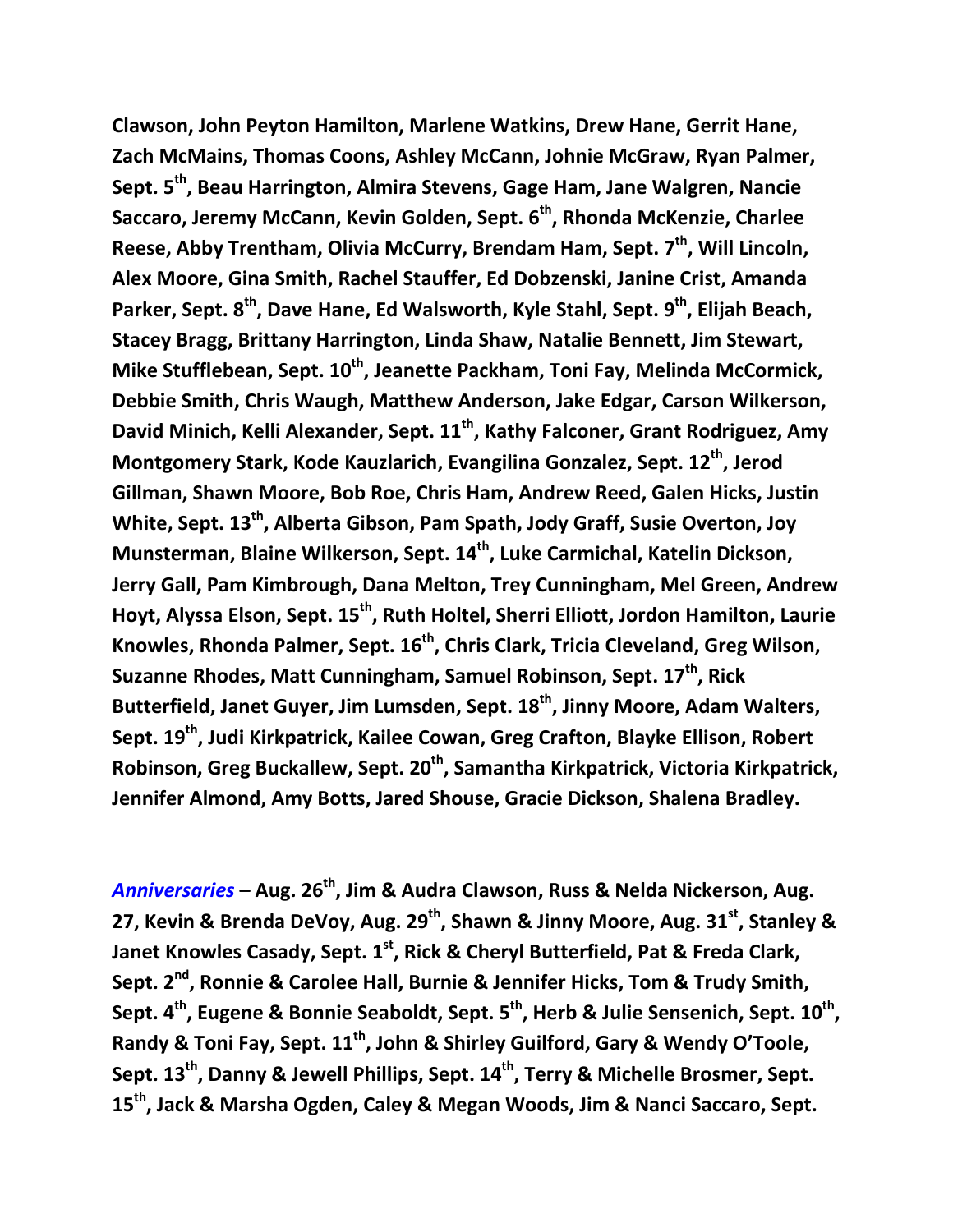**Clawson, John Peyton Hamilton, Marlene Watkins, Drew Hane, Gerrit Hane, Zach McMains, Thomas Coons, Ashley McCann, Johnie McGraw, Ryan Palmer, Sept. 5th, Beau Harrington, Almira Stevens, Gage Ham, Jane Walgren, Nancie Saccaro, Jeremy McCann, Kevin Golden, Sept. 6th, Rhonda McKenzie, Charlee Reese, Abby Trentham, Olivia McCurry, Brendam Ham, Sept. 7th, Will Lincoln, Alex Moore, Gina Smith, Rachel Stauffer, Ed Dobzenski, Janine Crist, Amanda Parker, Sept. 8th, Dave Hane, Ed Walsworth, Kyle Stahl, Sept. 9th, Elijah Beach, Stacey Bragg, Brittany Harrington, Linda Shaw, Natalie Bennett, Jim Stewart, Mike Stufflebean, Sept. 10th, Jeanette Packham, Toni Fay, Melinda McCormick, Debbie Smith, Chris Waugh, Matthew Anderson, Jake Edgar, Carson Wilkerson, David Minich, Kelli Alexander, Sept. 11th, Kathy Falconer, Grant Rodriguez, Amy Montgomery Stark, Kode Kauzlarich, Evangilina Gonzalez, Sept. 12th, Jerod Gillman, Shawn Moore, Bob Roe, Chris Ham, Andrew Reed, Galen Hicks, Justin White, Sept. 13th, Alberta Gibson, Pam Spath, Jody Graff, Susie Overton, Joy Munsterman, Blaine Wilkerson, Sept. 14th, Luke Carmichal, Katelin Dickson, Jerry Gall, Pam Kimbrough, Dana Melton, Trey Cunningham, Mel Green, Andrew Hoyt, Alyssa Elson, Sept. 15th, Ruth Holtel, Sherri Elliott, Jordon Hamilton, Laurie Knowles, Rhonda Palmer, Sept. 16th, Chris Clark, Tricia Cleveland, Greg Wilson, Suzanne Rhodes, Matt Cunningham, Samuel Robinson, Sept. 17th, Rick Butterfield, Janet Guyer, Jim Lumsden, Sept. 18th, Jinny Moore, Adam Walters, Sept. 19th, Judi Kirkpatrick, Kailee Cowan, Greg Crafton, Blayke Ellison, Robert Robinson, Greg Buckallew, Sept. 20th, Samantha Kirkpatrick, Victoria Kirkpatrick, Jennifer Almond, Amy Botts, Jared Shouse, Gracie Dickson, Shalena Bradley.**

***Anniversaries*** **– Aug. 26th, Jim & Audra Clawson, Russ & Nelda Nickerson, Aug. 27, Kevin & Brenda DeVoy, Aug. 29th, Shawn & Jinny Moore, Aug. 31st, Stanley & Janet Knowles Casady, Sept. 1st, Rick & Cheryl Butterfield, Pat & Freda Clark, Sept. 2nd, Ronnie & Carolee Hall, Burnie & Jennifer Hicks, Tom & Trudy Smith, Sept. 4th, Eugene & Bonnie Seaboldt, Sept. 5th, Herb & Julie Sensenich, Sept. 10th, Randy & Toni Fay, Sept. 11th, John & Shirley Guilford, Gary & Wendy O'Toole, Sept. 13th, Danny & Jewell Phillips, Sept. 14th, Terry & Michelle Brosmer, Sept. 15th, Jack & Marsha Ogden, Caley & Megan Woods, Jim & Nanci Saccaro, Sept.**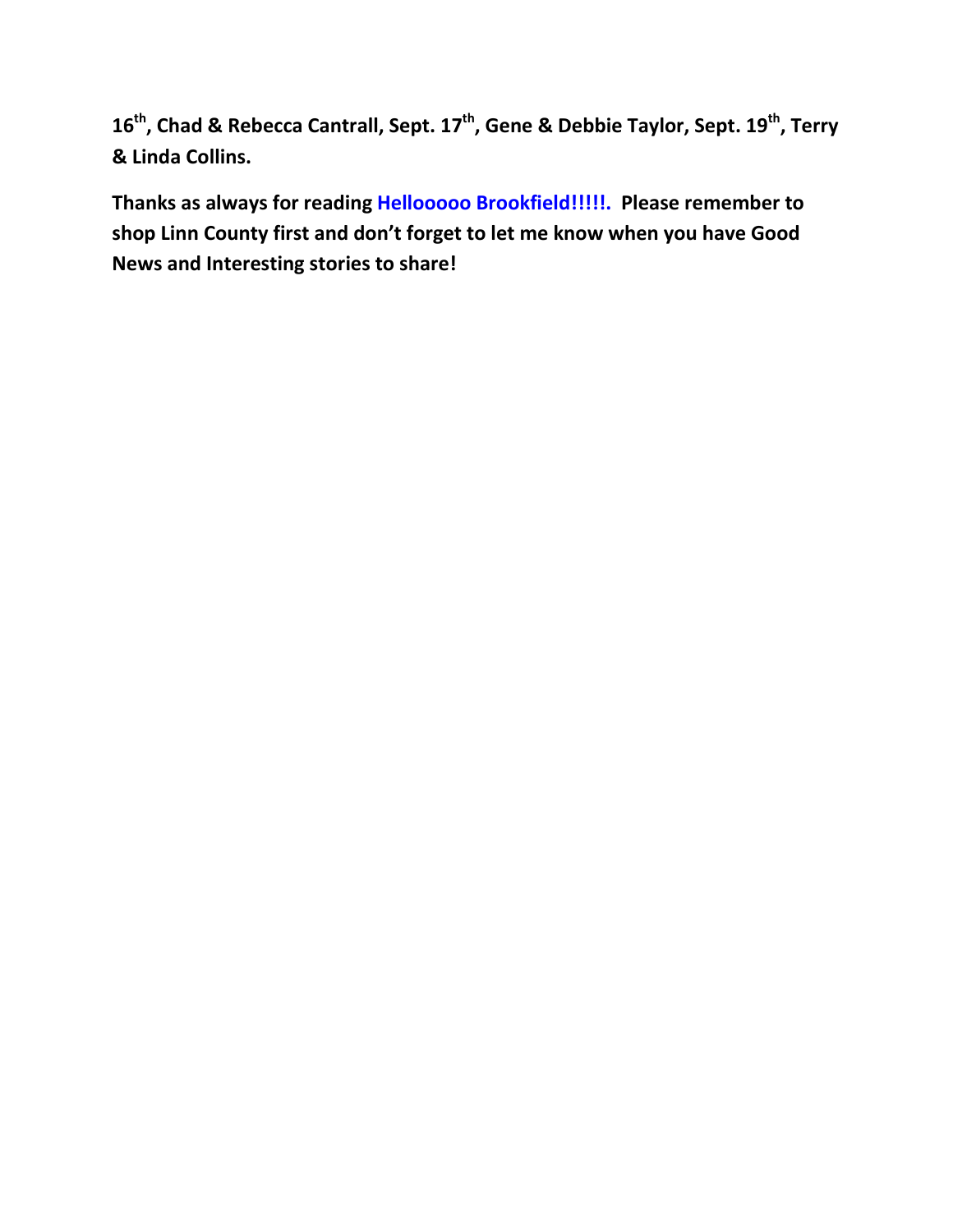**16th, Chad & Rebecca Cantrall, Sept. 17th, Gene & Debbie Taylor, Sept. 19th, Terry & Linda Collins.**

**Thanks as always for reading Hellooooo Brookfield!!!!!. Please remember to shop Linn County first and don't forget to let me know when you have Good News and Interesting stories to share!**